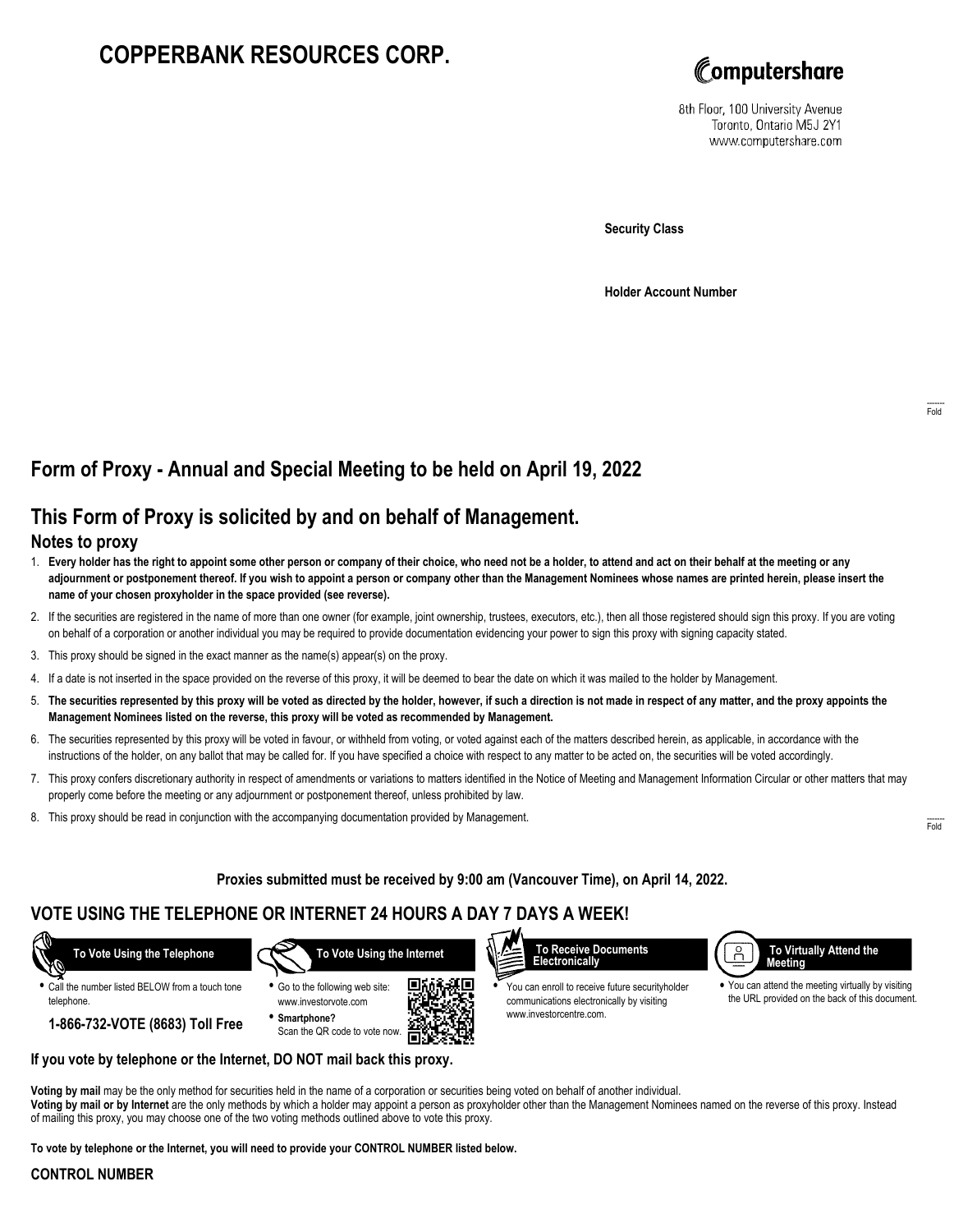# COPPERBANK RESOURCES CORP.

Computershare
8th Floor, 100 University Avenue
Toronto, Ontario M5J 2Y1
www.computershare.com

**Security Class**

**Holder Account Number**

## Form of Proxy - Annual and Special Meeting to be held on April 19, 2022

## This Form of Proxy is solicited by and on behalf of Management.

### Notes to proxy

1. **Every holder has the right to appoint some other person or company of their choice, who need not be a holder, to attend and act on their behalf at the meeting or any adjournment or postponement thereof. If you wish to appoint a person or company other than the Management Nominees whose names are printed herein, please insert the name of your chosen proxyholder in the space provided (see reverse).**
2. If the securities are registered in the name of more than one owner (for example, joint ownership, trustees, executors, etc.), then all those registered should sign this proxy. If you are voting on behalf of a corporation or another individual you may be required to provide documentation evidencing your power to sign this proxy with signing capacity stated.
3. This proxy should be signed in the exact manner as the name(s) appear(s) on the proxy.
4. If a date is not inserted in the space provided on the reverse of this proxy, it will be deemed to bear the date on which it was mailed to the holder by Management.
5. **The securities represented by this proxy will be voted as directed by the holder, however, if such a direction is not made in respect of any matter, and the proxy appoints the Management Nominees listed on the reverse, this proxy will be voted as recommended by Management.**
6. The securities represented by this proxy will be voted in favour, or withheld from voting, or voted against each of the matters described herein, as applicable, in accordance with the instructions of the holder, on any ballot that may be called for. If you have specified a choice with respect to any matter to be acted on, the securities will be voted accordingly.
7. This proxy confers discretionary authority in respect of amendments or variations to matters identified in the Notice of Meeting and Management Information Circular or other matters that may properly come before the meeting or any adjournment or postponement thereof, unless prohibited by law.
8. This proxy should be read in conjunction with the accompanying documentation provided by Management.

**Proxies submitted must be received by 9:00 am (Vancouver Time), on April 14, 2022.**

## VOTE USING THE TELEPHONE OR INTERNET 24 HOURS A DAY 7 DAYS A WEEK!

**To Vote Using the Telephone**

- Call the number listed BELOW from a touch tone telephone.

**1-866-732-VOTE (8683) Toll Free**

**To Vote Using the Internet**

- Go to the following web site: www.investorvote.com
- **Smartphone?** Scan the QR code to vote now.

**To Receive Documents Electronically**

- You can enroll to receive future securityholder communications electronically by visiting www.investorcentre.com.

**To Virtually Attend the Meeting**

- You can attend the meeting virtually by visiting the URL provided on the back of this document.

**If you vote by telephone or the Internet, DO NOT mail back this proxy.**

**Voting by mail** may be the only method for securities held in the name of a corporation or securities being voted on behalf of another individual.
**Voting by mail or by Internet** are the only methods by which a holder may appoint a person as proxyholder other than the Management Nominees named on the reverse of this proxy. Instead of mailing this proxy, you may choose one of the two voting methods outlined above to vote this proxy.

**To vote by telephone or the Internet, you will need to provide your CONTROL NUMBER listed below.**

**CONTROL NUMBER**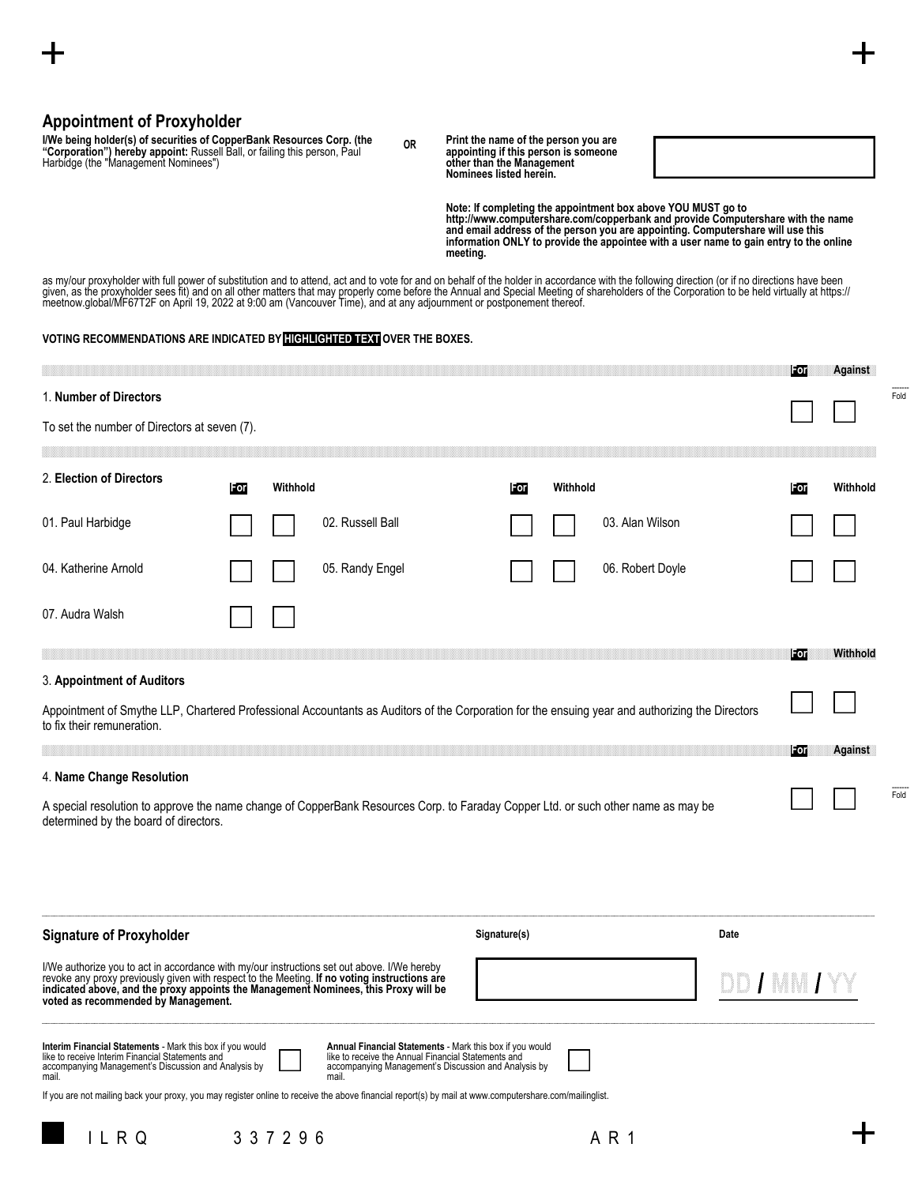## Appointment of Proxyholder

**I/We being holder(s) of securities of CopperBank Resources Corp. (the "Corporation") hereby appoint:** Russell Ball, or failing this person, Paul Harbidge (the "Management Nominees")

**OR**

**Print the name of the person you are appointing if this person is someone other than the Management Nominees listed herein.**

**Note: If completing the appointment box above YOU MUST go to http://www.computershare.com/copperbank and provide Computershare with the name and email address of the person you are appointing. Computershare will use this information ONLY to provide the appointee with a user name to gain entry to the online meeting.**

as my/our proxyholder with full power of substitution and to attend, act and to vote for and on behalf of the holder in accordance with the following direction (or if no directions have been given, as the proxyholder sees fit) and on all other matters that may properly come before the Annual and Special Meeting of shareholders of the Corporation to be held virtually at https://meetnow.global/MF67T2F on April 19, 2022 at 9:00 am (Vancouver Time), and at any adjournment or postponement thereof.

**VOTING RECOMMENDATIONS ARE INDICATED BY HIGHLIGHTED TEXT OVER THE BOXES.**

1. **Number of Directors** — For / Against

To set the number of Directors at seven (7).

2. **Election of Directors**

| | For | Withhold | | For | Withhold | | For | Withhold |
|---|---|---|---|---|---|---|---|---|
| 01. Paul Harbidge | ☐ | ☐ | 02. Russell Ball | ☐ | ☐ | 03. Alan Wilson | ☐ | ☐ |
| 04. Katherine Arnold | ☐ | ☐ | 05. Randy Engel | ☐ | ☐ | 06. Robert Doyle | ☐ | ☐ |
| 07. Audra Walsh | ☐ | ☐ | | | | | | |

3. **Appointment of Auditors** — For / Withhold

Appointment of Smythe LLP, Chartered Professional Accountants as Auditors of the Corporation for the ensuing year and authorizing the Directors to fix their remuneration.

4. **Name Change Resolution** — For / Against

A special resolution to approve the name change of CopperBank Resources Corp. to Faraday Copper Ltd. or such other name as may be determined by the board of directors.

## Signature of Proxyholder

I/We authorize you to act in accordance with my/our instructions set out above. I/We hereby revoke any proxy previously given with respect to the Meeting. **If no voting instructions are indicated above, and the proxy appoints the Management Nominees, this Proxy will be voted as recommended by Management.**

Signature(s)

Date

DD / MM / YY

**Interim Financial Statements** - Mark this box if you would like to receive Interim Financial Statements and accompanying Management's Discussion and Analysis by mail.

**Annual Financial Statements** - Mark this box if you would like to receive the Annual Financial Statements and accompanying Management's Discussion and Analysis by mail.

If you are not mailing back your proxy, you may register online to receive the above financial report(s) by mail at www.computershare.com/mailinglist.

I L R Q 3 3 7 2 9 6 A R 1